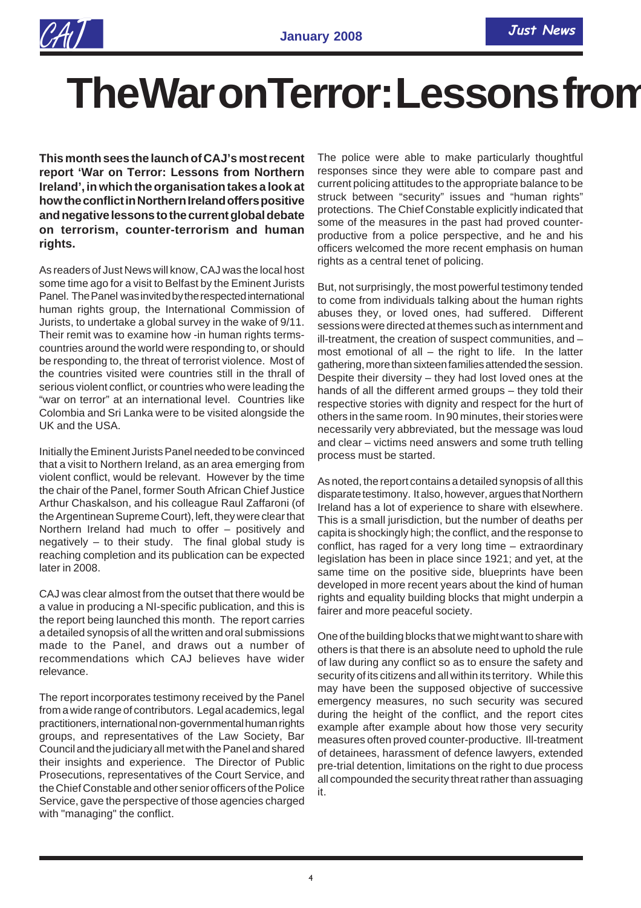# The War on Terror: Lessons from

**This month sees the launch of CAJ's most recent report 'War on Terror: Lessons from Northern Ireland', in which the organisation takes a look at how the conflict in Northern Ireland offers positive and negative lessons to the current global debate on terrorism, counter-terrorism and human rights.**

As readers of Just News will know, CAJ was the local host some time ago for a visit to Belfast by the Eminent Jurists Panel. The Panel was invited by the respected international human rights group, the International Commission of Jurists, to undertake a global survey in the wake of 9/11. Their remit was to examine how -in human rights terms- countries around the world were responding to, or should be responding to, the threat of terrorist violence. Most of the countries visited were countries still in the thrall of serious violent conflict, or countries who were leading the "war on terror" at an international level. Countries like Colombia and Sri Lanka were to be visited alongside the UK and the USA.

Initially the Eminent Jurists Panel needed to be convinced that a visit to Northern Ireland, as an area emerging from violent conflict, would be relevant. However by the time the chair of the Panel, former South African Chief Justice Arthur Chaskalson, and his colleague Raul Zaffaroni (of the Argentinean Supreme Court), left, they were clear that Northern Ireland had much to offer – positively and negatively – to their study. The final global study is reaching completion and its publication can be expected later in 2008.

CAJ was clear almost from the outset that there would be a value in producing a NI-specific publication, and this is the report being launched this month. The report carries a detailed synopsis of all the written and oral submissions made to the Panel, and draws out a number of recommendations which CAJ believes have wider relevance.

The report incorporates testimony received by the Panel from a wide range of contributors. Legal academics, legal practitioners, international non-governmental human rights groups, and representatives of the Law Society, Bar Council and the judiciary all met with the Panel and shared their insights and experience. The Director of Public Prosecutions, representatives of the Court Service, and the Chief Constable and other senior officers of the Police Service, gave the perspective of those agencies charged with "managing" the conflict.

The police were able to make particularly thoughtful responses since they were able to compare past and current policing attitudes to the appropriate balance to be struck between "security" issues and "human rights" protections. The Chief Constable explicitly indicated that some of the measures in the past had proved counter-productive from a police perspective, and he and his officers welcomed the more recent emphasis on human rights as a central tenet of policing.

But, not surprisingly, the most powerful testimony tended to come from individuals talking about the human rights abuses they, or loved ones, had suffered. Different sessions were directed at themes such as internment and ill-treatment, the creation of suspect communities, and – most emotional of all – the right to life. In the latter gathering, more than sixteen families attended the session. Despite their diversity – they had lost loved ones at the hands of all the different armed groups – they told their respective stories with dignity and respect for the hurt of others in the same room. In 90 minutes, their stories were necessarily very abbreviated, but the message was loud and clear – victims need answers and some truth telling process must be started.

As noted, the report contains a detailed synopsis of all this disparate testimony. It also, however, argues that Northern Ireland has a lot of experience to share with elsewhere. This is a small jurisdiction, but the number of deaths per capita is shockingly high; the conflict, and the response to conflict, has raged for a very long time – extraordinary legislation has been in place since 1921; and yet, at the same time on the positive side, blueprints have been developed in more recent years about the kind of human rights and equality building blocks that might underpin a fairer and more peaceful society.

One of the building blocks that we might want to share with others is that there is an absolute need to uphold the rule of law during any conflict so as to ensure the safety and security of its citizens and all within its territory. While this may have been the supposed objective of successive emergency measures, no such security was secured during the height of the conflict, and the report cites example after example about how those very security measures often proved counter-productive. Ill-treatment of detainees, harassment of defence lawyers, extended pre-trial detention, limitations on the right to due process all compounded the security threat rather than assuaging it.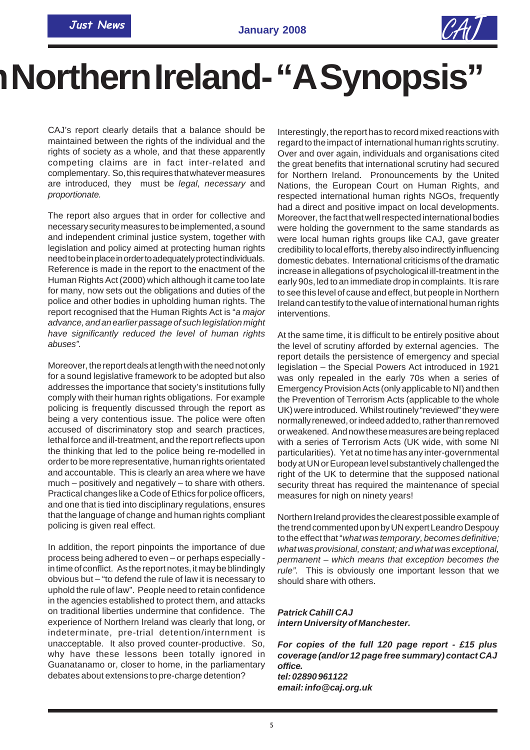# n Northern Ireland- "A Synopsis"

CAJ's report clearly details that a balance should be maintained between the rights of the individual and the rights of society as a whole, and that these apparently competing claims are in fact inter-related and complementary. So, this requires that whatever measures are introduced, they must be *legal, necessary* and *proportionate.*

The report also argues that in order for collective and necessary security measures to be implemented, a sound and independent criminal justice system, together with legislation and policy aimed at protecting human rights need to be in place in order to adequately protect individuals. Reference is made in the report to the enactment of the Human Rights Act (2000) which although it came too late for many, now sets out the obligations and duties of the police and other bodies in upholding human rights. The report recognised that the Human Rights Act is "*a major advance, and an earlier passage of such legislation might have significantly reduced the level of human rights abuses".*

Moreover, the report deals at length with the need not only for a sound legislative framework to be adopted but also addresses the importance that society's institutions fully comply with their human rights obligations. For example policing is frequently discussed through the report as being a very contentious issue. The police were often accused of discriminatory stop and search practices, lethal force and ill-treatment, and the report reflects upon the thinking that led to the police being re-modelled in order to be more representative, human rights orientated and accountable. This is clearly an area where we have much – positively and negatively – to share with others. Practical changes like a Code of Ethics for police officers, and one that is tied into disciplinary regulations, ensures that the language of change and human rights compliant policing is given real effect.

In addition, the report pinpoints the importance of due process being adhered to even – or perhaps especially - in time of conflict. As the report notes, it may be blindingly obvious but – "to defend the rule of law it is necessary to uphold the rule of law". People need to retain confidence in the agencies established to protect them, and attacks on traditional liberties undermine that confidence. The experience of Northern Ireland was clearly that long, or indeterminate, pre-trial detention/internment is unacceptable. It also proved counter-productive. So, why have these lessons been totally ignored in Guanatanamo or, closer to home, in the parliamentary debates about extensions to pre-charge detention?

Interestingly, the report has to record mixed reactions with regard to the impact of international human rights scrutiny. Over and over again, individuals and organisations cited the great benefits that international scrutiny had secured for Northern Ireland. Pronouncements by the United Nations, the European Court on Human Rights, and respected international human rights NGOs, frequently had a direct and positive impact on local developments. Moreover, the fact that well respected international bodies were holding the government to the same standards as were local human rights groups like CAJ, gave greater credibility to local efforts, thereby also indirectly influencing domestic debates. International criticisms of the dramatic increase in allegations of psychological ill-treatment in the early 90s, led to an immediate drop in complaints. It is rare to see this level of cause and effect, but people in Northern Ireland can testify to the value of international human rights interventions.

At the same time, it is difficult to be entirely positive about the level of scrutiny afforded by external agencies. The report details the persistence of emergency and special legislation – the Special Powers Act introduced in 1921 was only repealed in the early 70s when a series of Emergency Provision Acts (only applicable to NI) and then the Prevention of Terrorism Acts (applicable to the whole UK) were introduced. Whilst routinely "reviewed" they were normally renewed, or indeed added to, rather than removed or weakened. And now these measures are being replaced with a series of Terrorism Acts (UK wide, with some NI particularities). Yet at no time has any inter-governmental body at UN or European level substantively challenged the right of the UK to determine that the supposed national security threat has required the maintenance of special measures for nigh on ninety years!

Northern Ireland provides the clearest possible example of the trend commented upon by UN expert Leandro Despouy to the effect that "*what was temporary, becomes definitive; what was provisional, constant; and what was exceptional, permanent – which means that exception becomes the rule".* This is obviously one important lesson that we should share with others.

***Patrick Cahill CAJ***
***intern University of Manchester.***

***For copies of the full 120 page report - £15 plus coverage (and/or 12 page free summary) contact CAJ office.***
***tel: 02890 961122***
***email: info@caj.org.uk***